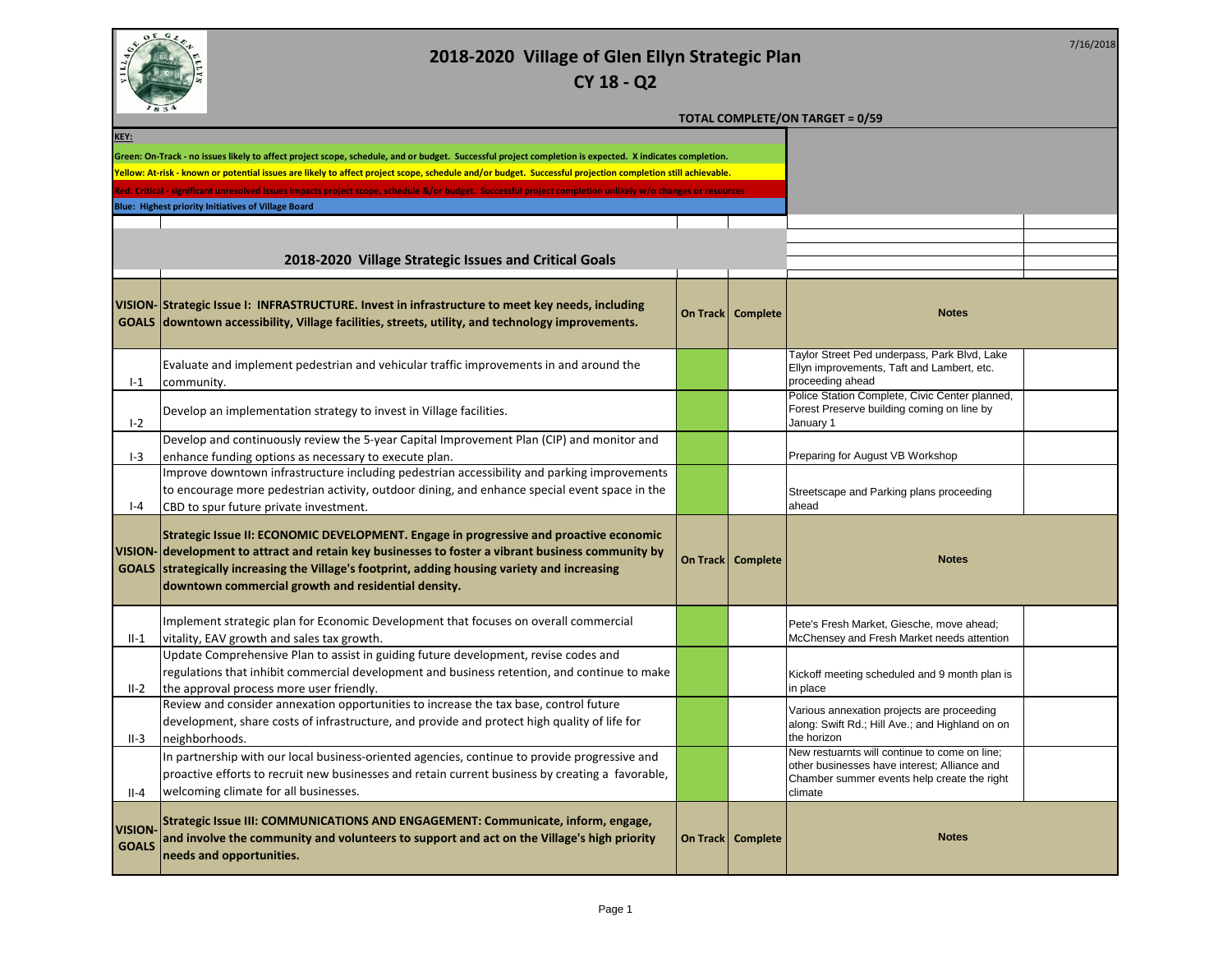# 2018-2020 Village of Glen Ellyn Strategic Plan

## CY 18 - Q2

7/16/2018

**TOTAL COMPLETE/ON TARGET = 0/59**

**KEY:**

**Green: On-Track - no issues likely to affect project scope, schedule, and or budget. Successful project completion is expected. X indicates completion.**

**Yellow: At-risk - known or potential issues are likely to affect project scope, schedule and/or budget. Successful projection completion still achievable.**

**Red: Critical - significant unresolved issues impacts project scope, schedule &/or budget. Successful project completion unlikely w/o changes or resources**

**Blue: Highest priority Initiatives of Village Board**

## 2018-2020 Village Strategic Issues and Critical Goals

| VISION-GOALS | Strategic Issue I: INFRASTRUCTURE. Invest in infrastructure to meet key needs, including downtown accessibility, Village facilities, streets, utility, and technology improvements. | On Track | Complete | Notes |
|---|---|---|---|---|
| I-1 | Evaluate and implement pedestrian and vehicular traffic improvements in and around the community. | | | Taylor Street Ped underpass, Park Blvd, Lake Ellyn improvements, Taft and Lambert, etc. proceeding ahead |
| I-2 | Develop an implementation strategy to invest in Village facilities. | | | Police Station Complete, Civic Center planned, Forest Preserve building coming on line by January 1 |
| I-3 | Develop and continuously review the 5-year Capital Improvement Plan (CIP) and monitor and enhance funding options as necessary to execute plan. | | | Preparing for August VB Workshop |
| I-4 | Improve downtown infrastructure including pedestrian accessibility and parking improvements to encourage more pedestrian activity, outdoor dining, and enhance special event space in the CBD to spur future private investment. | | | Streetscape and Parking plans proceeding ahead |
| **VISION-GOALS** | **Strategic Issue II: ECONOMIC DEVELOPMENT. Engage in progressive and proactive economic development to attract and retain key businesses to foster a vibrant business community by strategically increasing the Village's footprint, adding housing variety and increasing downtown commercial growth and residential density.** | **On Track** | **Complete** | **Notes** |
| II-1 | Implement strategic plan for Economic Development that focuses on overall commercial vitality, EAV growth and sales tax growth. | | | Pete's Fresh Market, Giesche, move ahead; McChensey and Fresh Market needs attention |
| II-2 | Update Comprehensive Plan to assist in guiding future development, revise codes and regulations that inhibit commercial development and business retention, and continue to make the approval process more user friendly. | | | Kickoff meeting scheduled and 9 month plan is in place |
| II-3 | Review and consider annexation opportunities to increase the tax base, control future development, share costs of infrastructure, and provide and protect high quality of life for neighborhoods. | | | Various annexation projects are proceeding along: Swift Rd.; Hill Ave.; and Highland on on the horizon |
| II-4 | In partnership with our local business-oriented agencies, continue to provide progressive and proactive efforts to recruit new businesses and retain current business by creating a favorable, welcoming climate for all businesses. | | | New restuarnts will continue to come on line; other businesses have interest; Alliance and Chamber summer events help create the right climate |
| **VISION-GOALS** | **Strategic Issue III: COMMUNICATIONS AND ENGAGEMENT: Communicate, inform, engage, and involve the community and volunteers to support and act on the Village's high priority needs and opportunities.** | **On Track** | **Complete** | **Notes** |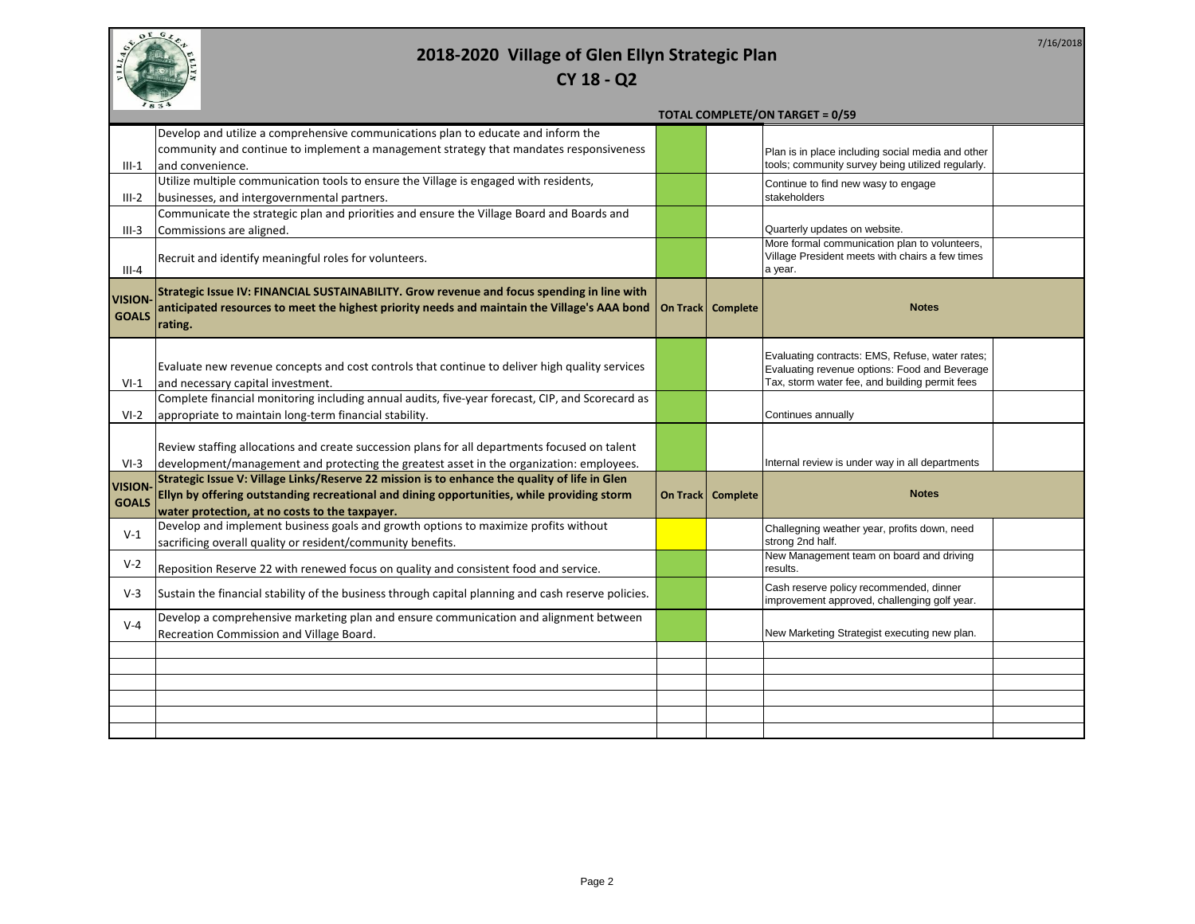# 2018-2020 Village of Glen Ellyn Strategic Plan

## CY 18 - Q2

7/16/2018

**TOTAL COMPLETE/ON TARGET = 0/59**

| | | | | | |
|---|---|---|---|---|---|
| III-1 | Develop and utilize a comprehensive communications plan to educate and inform the community and continue to implement a management strategy that mandates responsiveness and convenience. | | | Plan is in place including social media and other tools; community survey being utilized regularly. | |
| III-2 | Utilize multiple communication tools to ensure the Village is engaged with residents, businesses, and intergovernmental partners. | | | Continue to find new wasy to engage stakeholders | |
| III-3 | Communicate the strategic plan and priorities and ensure the Village Board and Boards and Commissions are aligned. | | | Quarterly updates on website. | |
| III-4 | Recruit and identify meaningful roles for volunteers. | | | More formal communication plan to volunteers, Village President meets with chairs a few times a year. | |
| **VISION-GOALS** | **Strategic Issue IV: FINANCIAL SUSTAINABILITY. Grow revenue and focus spending in line with anticipated resources to meet the highest priority needs and maintain the Village's AAA bond rating.** | **On Track** | **Complete** | **Notes** | |
| VI-1 | Evaluate new revenue concepts and cost controls that continue to deliver high quality services and necessary capital investment. | | | Evaluating contracts: EMS, Refuse, water rates; Evaluating revenue options: Food and Beverage Tax, storm water fee, and building permit fees | |
| VI-2 | Complete financial monitoring including annual audits, five-year forecast, CIP, and Scorecard as appropriate to maintain long-term financial stability. | | | Continues annually | |
| VI-3 | Review staffing allocations and create succession plans for all departments focused on talent development/management and protecting the greatest asset in the organization: employees. | | | Internal review is under way in all departments | |
| **VISION-GOALS** | **Strategic Issue V: Village Links/Reserve 22 mission is to enhance the quality of life in Glen Ellyn by offering outstanding recreational and dining opportunities, while providing storm water protection, at no costs to the taxpayer.** | **On Track** | **Complete** | **Notes** | |
| V-1 | Develop and implement business goals and growth options to maximize profits without sacrificing overall quality or resident/community benefits. | | | Challegning weather year, profits down, need strong 2nd half. | |
| V-2 | Reposition Reserve 22 with renewed focus on quality and consistent food and service. | | | New Management team on board and driving results. | |
| V-3 | Sustain the financial stability of the business through capital planning and cash reserve policies. | | | Cash reserve policy recommended, dinner improvement approved, challenging golf year. | |
| V-4 | Develop a comprehensive marketing plan and ensure communication and alignment between Recreation Commission and Village Board. | | | New Marketing Strategist executing new plan. | |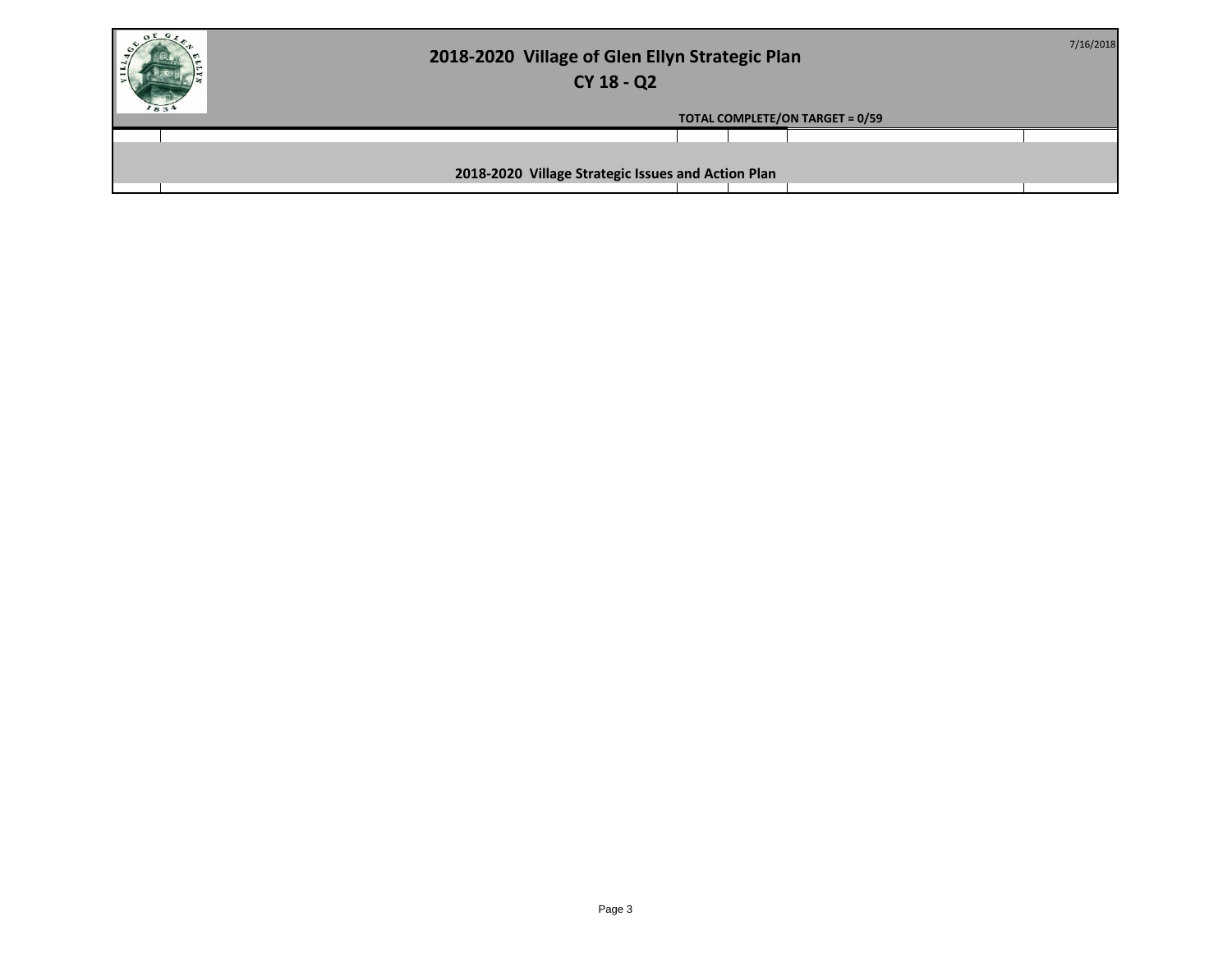# 2018-2020 Village of Glen Ellyn Strategic Plan

## CY 18 - Q2

7/16/2018

**TOTAL COMPLETE/ON TARGET = 0/59**

**2018-2020 Village Strategic Issues and Action Plan**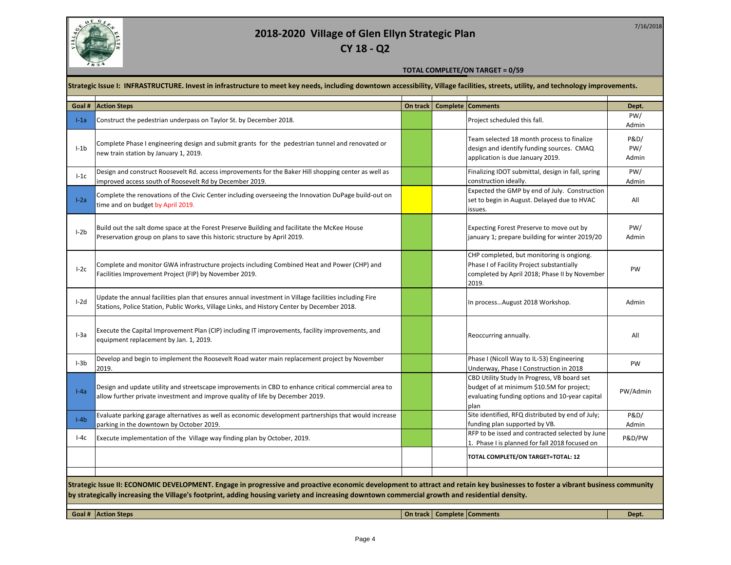# 2018-2020 Village of Glen Ellyn Strategic Plan

## CY 18 - Q2

7/16/2018

**TOTAL COMPLETE/ON TARGET = 0/59**

**Strategic Issue I: INFRASTRUCTURE. Invest in infrastructure to meet key needs, including downtown accessibility, Village facilities, streets, utility, and technology improvements.**

| Goal # | Action Steps | On track | Complete | Comments | Dept. |
|---|---|---|---|---|---|
| I-1a | Construct the pedestrian underpass on Taylor St. by December 2018. | | | Project scheduled this fall. | PW/ Admin |
| I-1b | Complete Phase I engineering design and submit grants for the pedestrian tunnel and renovated or new train station by January 1, 2019. | | | Team selected 18 month process to finalize design and identify funding sources. CMAQ application is due January 2019. | P&D/ PW/ Admin |
| I-1c | Design and construct Roosevelt Rd. access improvements for the Baker Hill shopping center as well as improved access south of Roosevelt Rd by December 2019. | | | Finalizing IDOT submittal, design in fall, spring construction ideally. | PW/ Admin |
| I-2a | Complete the renovations of the Civic Center including overseeing the Innovation DuPage build-out on time and on budget by April 2019. | | | Expected the GMP by end of July. Construction set to begin in August. Delayed due to HVAC issues. | All |
| I-2b | Build out the salt dome space at the Forest Preserve Building and facilitate the McKee House Preservation group on plans to save this historic structure by April 2019. | | | Expecting Forest Preserve to move out by january 1; prepare building for winter 2019/20 | PW/ Admin |
| I-2c | Complete and monitor GWA infrastructure projects including Combined Heat and Power (CHP) and Facilities Improvement Project (FIP) by November 2019. | | | CHP completed, but monitoring is ongiong. Phase I of Facility Project substantially completed by April 2018; Phase II by November 2019. | PW |
| I-2d | Update the annual facilities plan that ensures annual investment in Village facilities including Fire Stations, Police Station, Public Works, Village Links, and History Center by December 2018. | | | In process…August 2018 Workshop. | Admin |
| I-3a | Execute the Capital Improvement Plan (CIP) including IT improvements, facility improvements, and equipment replacement by Jan. 1, 2019. | | | Reoccurring annually. | All |
| I-3b | Develop and begin to implement the Roosevelt Road water main replacement project by November 2019. | | | Phase I (Nicoll Way to IL-53) Engineering Underway, Phase I Construction in 2018 | PW |
| I-4a | Design and update utility and streetscape improvements in CBD to enhance critical commercial area to allow further private investment and improve quality of life by December 2019. | | | CBD Utility Study In Progress, VB board set budget of at minimum $10.5M for project; evaluating funding options and 10-year capital plan | PW/Admin |
| I-4b | Evaluate parking garage alternatives as well as economic development partnerships that would increase parking in the downtown by October 2019. | | | Site identified, RFQ distributed by end of July; funding plan supported by VB. | P&D/ Admin |
| I-4c | Execute implementation of the Village way finding plan by October, 2019. | | | RFP to be issed and contracted selected by June 1. Phase I is planned for fall 2018 focused on | P&D/PW |
| | | | | **TOTAL COMPLETE/ON TARGET=TOTAL: 12** | |

**Strategic Issue II: ECONOMIC DEVELOPMENT. Engage in progressive and proactive economic development to attract and retain key businesses to foster a vibrant business community by strategically increasing the Village's footprint, adding housing variety and increasing downtown commercial growth and residential density.**

| Goal # | Action Steps | On track | Complete | Comments | Dept. |
|---|---|---|---|---|---|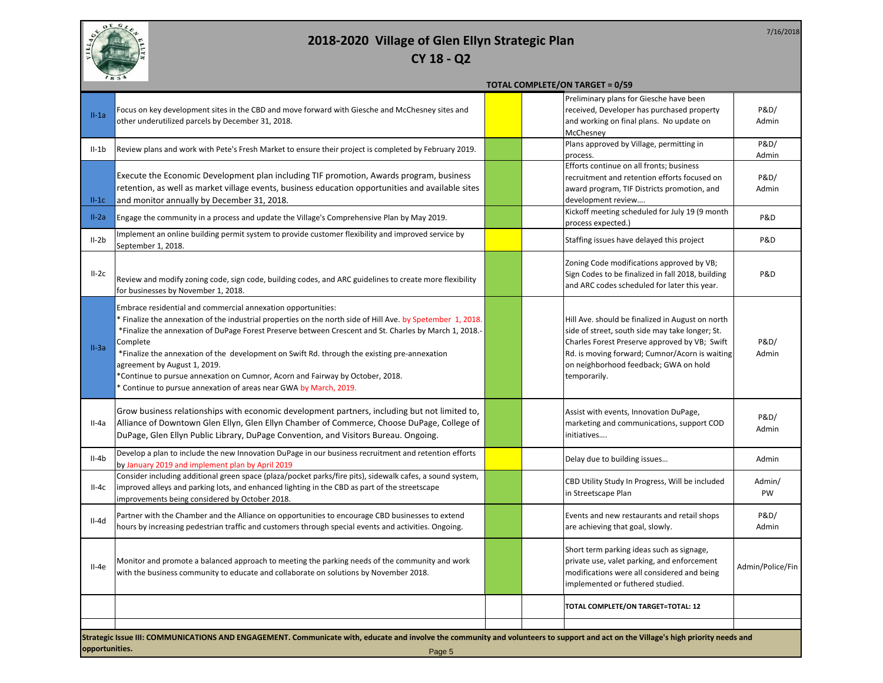# 2018-2020 Village of Glen Ellyn Strategic Plan

## CY 18 - Q2

**TOTAL COMPLETE/ON TARGET = 0/59**

| | | | | | |
|---|---|---|---|---|---|
| II-1a | Focus on key development sites in the CBD and move forward with Giesche and McChesney sites and other underutilized parcels by December 31, 2018. | | | Preliminary plans for Giesche have been received, Developer has purchased property and working on final plans. No update on McChesney | P&D/ Admin |
| II-1b | Review plans and work with Pete's Fresh Market to ensure their project is completed by February 2019. | | | Plans approved by Village, permitting in process. | P&D/ Admin |
| II-1c | Execute the Economic Development plan including TIF promotion, Awards program, business retention, as well as market village events, business education opportunities and available sites and monitor annually by December 31, 2018. | | | Efforts continue on all fronts; business recruitment and retention efforts focused on award program, TIF Districts promotion, and development review…. | P&D/ Admin |
| II-2a | Engage the community in a process and update the Village's Comprehensive Plan by May 2019. | | | Kickoff meeting scheduled for July 19 (9 month process expected.) | P&D |
| II-2b | Implement an online building permit system to provide customer flexibility and improved service by September 1, 2018. | | | Staffing issues have delayed this project | P&D |
| II-2c | Review and modify zoning code, sign code, building codes, and ARC guidelines to create more flexibility for businesses by November 1, 2018. | | | Zoning Code modifications approved by VB; Sign Codes to be finalized in fall 2018, building and ARC codes scheduled for later this year. | P&D |
| II-3a | Embrace residential and commercial annexation opportunities:<br>* Finalize the annexation of the industrial properties on the north side of Hill Ave. by Spetember 1, 2018.<br>*Finalize the annexation of DuPage Forest Preserve between Crescent and St. Charles by March 1, 2018.-Complete<br>*Finalize the annexation of the development on Swift Rd. through the existing pre-annexation agreement by August 1, 2019.<br>*Continue to pursue annexation on Cumnor, Acorn and Fairway by October, 2018.<br>* Continue to pursue annexation of areas near GWA by March, 2019. | | | Hill Ave. should be finalized in August on north side of street, south side may take longer; St. Charles Forest Preserve approved by VB; Swift Rd. is moving forward; Cumnor/Acorn is waiting on neighborhood feedback; GWA on hold temporarily. | P&D/ Admin |
| II-4a | Grow business relationships with economic development partners, including but not limited to, Alliance of Downtown Glen Ellyn, Glen Ellyn Chamber of Commerce, Choose DuPage, College of DuPage, Glen Ellyn Public Library, DuPage Convention, and Visitors Bureau. Ongoing. | | | Assist with events, Innovation DuPage, marketing and communications, support COD initiatives…. | P&D/ Admin |
| II-4b | Develop a plan to include the new Innovation DuPage in our business recruitment and retention efforts by January 2019 and implement plan by April 2019 | | | Delay due to building issues… | Admin |
| II-4c | Consider including additional green space (plaza/pocket parks/fire pits), sidewalk cafes, a sound system, improved alleys and parking lots, and enhanced lighting in the CBD as part of the streetscape improvements being considered by October 2018. | | | CBD Utility Study In Progress, Will be included in Streetscape Plan | Admin/ PW |
| II-4d | Partner with the Chamber and the Alliance on opportunities to encourage CBD businesses to extend hours by increasing pedestrian traffic and customers through special events and activities. Ongoing. | | | Events and new restaurants and retail shops are achieving that goal, slowly. | P&D/ Admin |
| II-4e | Monitor and promote a balanced approach to meeting the parking needs of the community and work with the business community to educate and collaborate on solutions by November 2018. | | | Short term parking ideas such as signage, private use, valet parking, and enforcement modifications were all considered and being implemented or futhered studied. | Admin/Police/Fin |
| | | | | **TOTAL COMPLETE/ON TARGET=TOTAL: 12** | |

**Strategic Issue III: COMMUNICATIONS AND ENGAGEMENT. Communicate with, educate and involve the community and volunteers to support and act on the Village's high priority needs and opportunities.**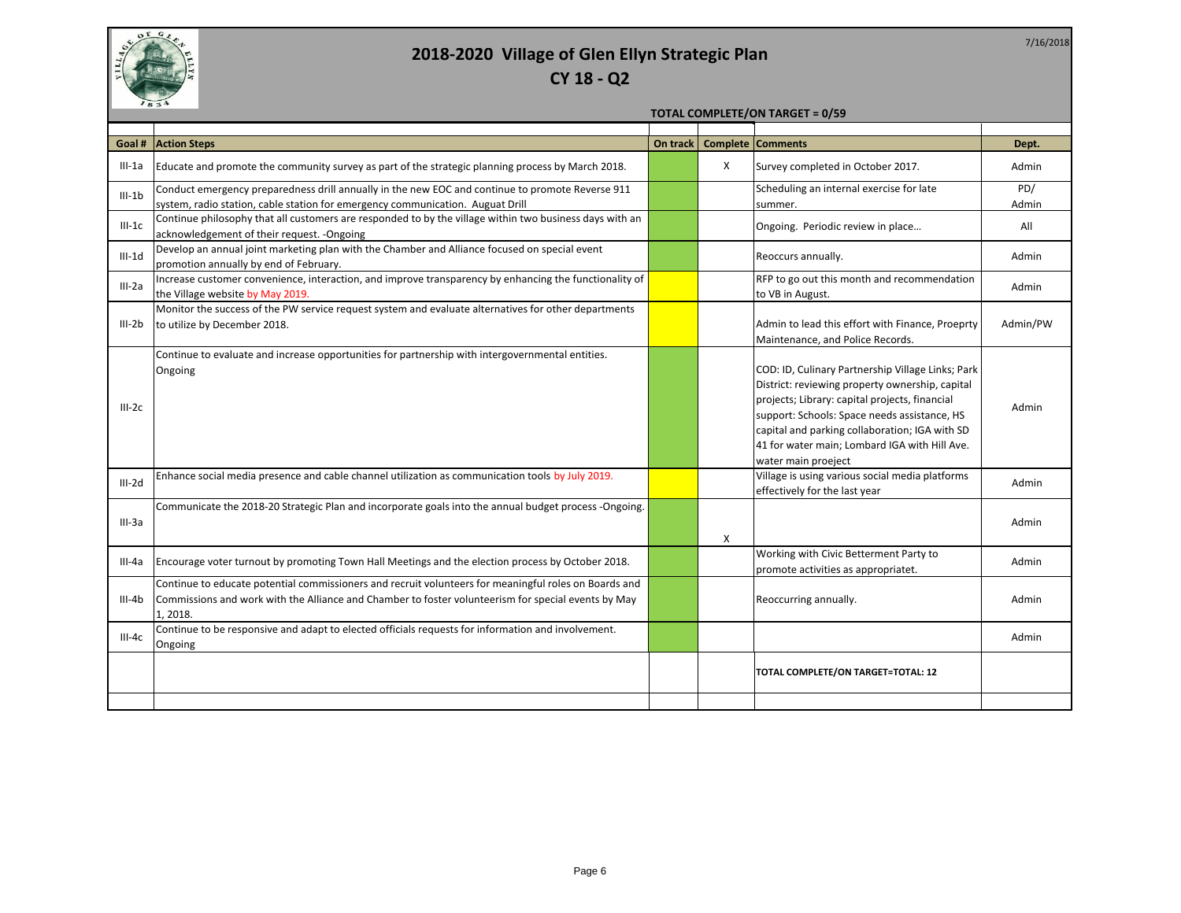# 2018-2020 Village of Glen Ellyn Strategic Plan

## CY 18 - Q2

7/16/2018

**TOTAL COMPLETE/ON TARGET = 0/59**

| Goal # | Action Steps | On track | Complete | Comments | Dept. |
|---|---|---|---|---|---|
| III-1a | Educate and promote the community survey as part of the strategic planning process by March 2018. | | X | Survey completed in October 2017. | Admin |
| III-1b | Conduct emergency preparedness drill annually in the new EOC and continue to promote Reverse 911 system, radio station, cable station for emergency communication. Auguat Drill | | | Scheduling an internal exercise for late summer. | PD/ Admin |
| III-1c | Continue philosophy that all customers are responded to by the village within two business days with an acknowledgement of their request. -Ongoing | | | Ongoing. Periodic review in place… | All |
| III-1d | Develop an annual joint marketing plan with the Chamber and Alliance focused on special event promotion annually by end of February. | | | Reoccurs annually. | Admin |
| III-2a | Increase customer convenience, interaction, and improve transparency by enhancing the functionality of the Village website by May 2019. | | | RFP to go out this month and recommendation to VB in August. | Admin |
| III-2b | Monitor the success of the PW service request system and evaluate alternatives for other departments to utilize by December 2018. | | | Admin to lead this effort with Finance, Proeprty Maintenance, and Police Records. | Admin/PW |
| III-2c | Continue to evaluate and increase opportunities for partnership with intergovernmental entities. Ongoing | | | COD: ID, Culinary Partnership Village Links; Park District: reviewing property ownership, capital projects; Library: capital projects, financial support: Schools: Space needs assistance, HS capital and parking collaboration; IGA with SD 41 for water main; Lombard IGA with Hill Ave. water main proeject | Admin |
| III-2d | Enhance social media presence and cable channel utilization as communication tools by July 2019. | | | Village is using various social media platforms effectively for the last year | Admin |
| III-3a | Communicate the 2018-20 Strategic Plan and incorporate goals into the annual budget process -Ongoing. | | X | | Admin |
| III-4a | Encourage voter turnout by promoting Town Hall Meetings and the election process by October 2018. | | | Working with Civic Betterment Party to promote activities as appropriatet. | Admin |
| III-4b | Continue to educate potential commissioners and recruit volunteers for meaningful roles on Boards and Commissions and work with the Alliance and Chamber to foster volunteerism for special events by May 1, 2018. | | | Reoccurring annually. | Admin |
| III-4c | Continue to be responsive and adapt to elected officials requests for information and involvement. Ongoing | | | | Admin |
| | | | | **TOTAL COMPLETE/ON TARGET=TOTAL: 12** | |
| | | | | | |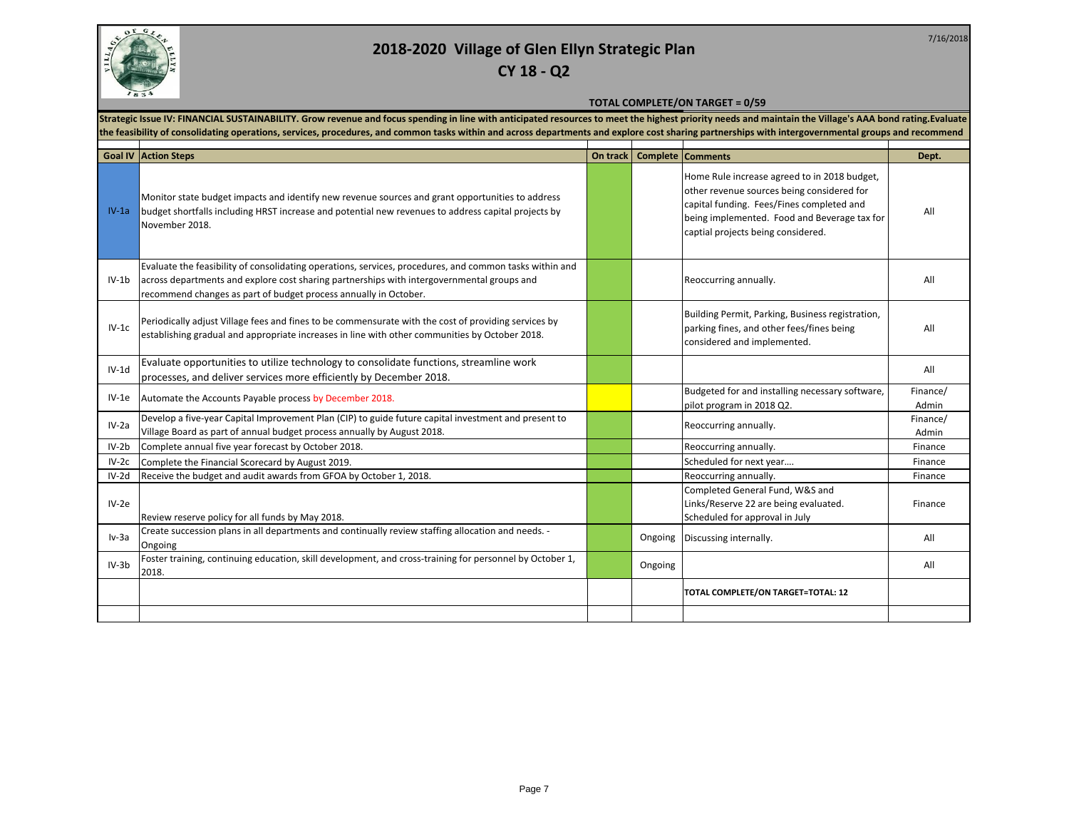# 2018-2020 Village of Glen Ellyn Strategic Plan

## CY 18 - Q2

7/16/2018

**TOTAL COMPLETE/ON TARGET = 0/59**

**Strategic Issue IV: FINANCIAL SUSTAINABILITY. Grow revenue and focus spending in line with anticipated resources to meet the highest priority needs and maintain the Village's AAA bond rating.Evaluate the feasibility of consolidating operations, services, procedures, and common tasks within and across departments and explore cost sharing partnerships with intergovernmental groups and recommend**

| Goal IV | Action Steps | On track | Complete | Comments | Dept. |
|---|---|---|---|---|---|
| IV-1a | Monitor state budget impacts and identify new revenue sources and grant opportunities to address budget shortfalls including HRST increase and potential new revenues to address capital projects by November 2018. | | | Home Rule increase agreed to in 2018 budget, other revenue sources being considered for capital funding. Fees/Fines completed and being implemented. Food and Beverage tax for captial projects being considered. | All |
| IV-1b | Evaluate the feasibility of consolidating operations, services, procedures, and common tasks within and across departments and explore cost sharing partnerships with intergovernmental groups and recommend changes as part of budget process annually in October. | | | Reoccurring annually. | All |
| IV-1c | Periodically adjust Village fees and fines to be commensurate with the cost of providing services by establishing gradual and appropriate increases in line with other communities by October 2018. | | | Building Permit, Parking, Business registration, parking fines, and other fees/fines being considered and implemented. | All |
| IV-1d | Evaluate opportunities to utilize technology to consolidate functions, streamline work processes, and deliver services more efficiently by December 2018. | | | | All |
| IV-1e | Automate the Accounts Payable process by December 2018. | | | Budgeted for and installing necessary software, pilot program in 2018 Q2. | Finance/ Admin |
| IV-2a | Develop a five-year Capital Improvement Plan (CIP) to guide future capital investment and present to Village Board as part of annual budget process annually by August 2018. | | | Reoccurring annually. | Finance/ Admin |
| IV-2b | Complete annual five year forecast by October 2018. | | | Reoccurring annually. | Finance |
| IV-2c | Complete the Financial Scorecard by August 2019. | | | Scheduled for next year…. | Finance |
| IV-2d | Receive the budget and audit awards from GFOA by October 1, 2018. | | | Reoccurring annually. | Finance |
| IV-2e | Review reserve policy for all funds by May 2018. | | | Completed General Fund, W&S and Links/Reserve 22 are being evaluated. Scheduled for approval in July | Finance |
| Iv-3a | Create succession plans in all departments and continually review staffing allocation and needs. - Ongoing | | Ongoing | Discussing internally. | All |
| IV-3b | Foster training, continuing education, skill development, and cross-training for personnel by October 1, 2018. | | Ongoing | | All |
| | | | | **TOTAL COMPLETE/ON TARGET=TOTAL: 12** | |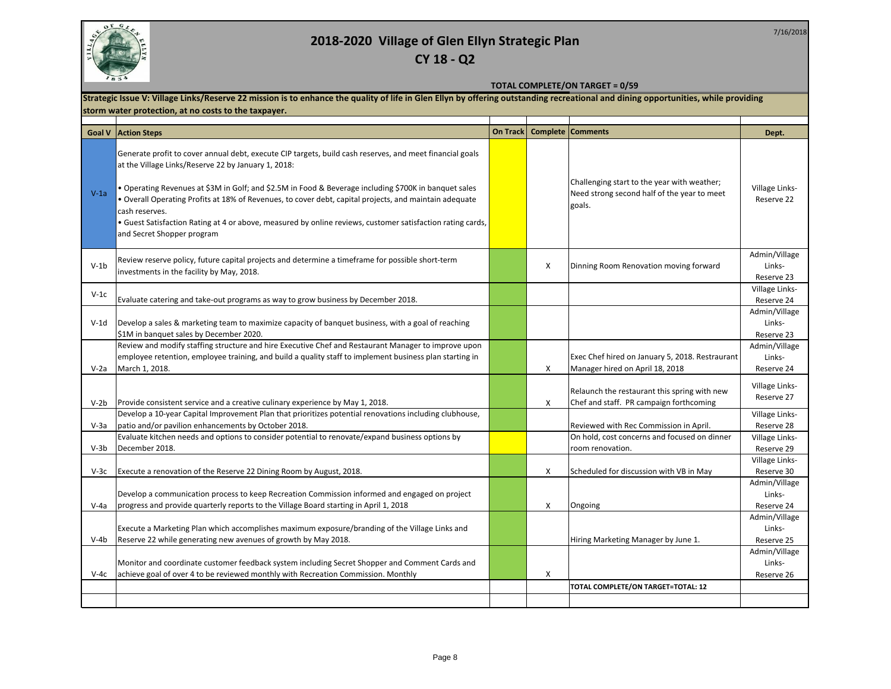# 2018-2020 Village of Glen Ellyn Strategic Plan

## CY 18 - Q2

7/16/2018

**TOTAL COMPLETE/ON TARGET = 0/59**

**Strategic Issue V: Village Links/Reserve 22 mission is to enhance the quality of life in Glen Ellyn by offering outstanding recreational and dining opportunities, while providing storm water protection, at no costs to the taxpayer.**

| Goal V | Action Steps | On Track | Complete | Comments | Dept. |
|---|---|---|---|---|---|
| V-1a | Generate profit to cover annual debt, execute CIP targets, build cash reserves, and meet financial goals at the Village Links/Reserve 22 by January 1, 2018:<br><br>• Operating Revenues at $3M in Golf; and $2.5M in Food & Beverage including $700K in banquet sales<br>• Overall Operating Profits at 18% of Revenues, to cover debt, capital projects, and maintain adequate cash reserves.<br>• Guest Satisfaction Rating at 4 or above, measured by online reviews, customer satisfaction rating cards, and Secret Shopper program | | | Challenging start to the year with weather; Need strong second half of the year to meet goals. | Village Links-Reserve 22 |
| V-1b | Review reserve policy, future capital projects and determine a timeframe for possible short-term investments in the facility by May, 2018. | | X | Dinning Room Renovation moving forward | Admin/Village Links-Reserve 23 |
| V-1c | Evaluate catering and take-out programs as way to grow business by December 2018. | | | | Village Links-Reserve 24 |
| V-1d | Develop a sales & marketing team to maximize capacity of banquet business, with a goal of reaching $1M in banquet sales by December 2020. | | | | Admin/Village Links-Reserve 23 |
| V-2a | Review and modify staffing structure and hire Executive Chef and Restaurant Manager to improve upon employee retention, employee training, and build a quality staff to implement business plan starting in March 1, 2018. | | X | Exec Chef hired on January 5, 2018. Restraurant Manager hired on April 18, 2018 | Admin/Village Links-Reserve 24 |
| V-2b | Provide consistent service and a creative culinary experience by May 1, 2018. | | X | Relaunch the restaurant this spring with new Chef and staff. PR campaign forthcoming | Village Links-Reserve 27 |
| V-3a | Develop a 10-year Capital Improvement Plan that prioritizes potential renovations including clubhouse, patio and/or pavilion enhancements by October 2018. | | | Reviewed with Rec Commission in April. | Village Links-Reserve 28 |
| V-3b | Evaluate kitchen needs and options to consider potential to renovate/expand business options by December 2018. | | | On hold, cost concerns and focused on dinner room renovation. | Village Links-Reserve 29 |
| V-3c | Execute a renovation of the Reserve 22 Dining Room by August, 2018. | | X | Scheduled for discussion with VB in May | Village Links-Reserve 30 |
| V-4a | Develop a communication process to keep Recreation Commission informed and engaged on project progress and provide quarterly reports to the Village Board starting in April 1, 2018 | | X | Ongoing | Admin/Village Links-Reserve 24 |
| V-4b | Execute a Marketing Plan which accomplishes maximum exposure/branding of the Village Links and Reserve 22 while generating new avenues of growth by May 2018. | | | Hiring Marketing Manager by June 1. | Admin/Village Links-Reserve 25 |
| V-4c | Monitor and coordinate customer feedback system including Secret Shopper and Comment Cards and achieve goal of over 4 to be reviewed monthly with Recreation Commission. Monthly | | X | | Admin/Village Links-Reserve 26 |
| | | | | **TOTAL COMPLETE/ON TARGET=TOTAL: 12** | |